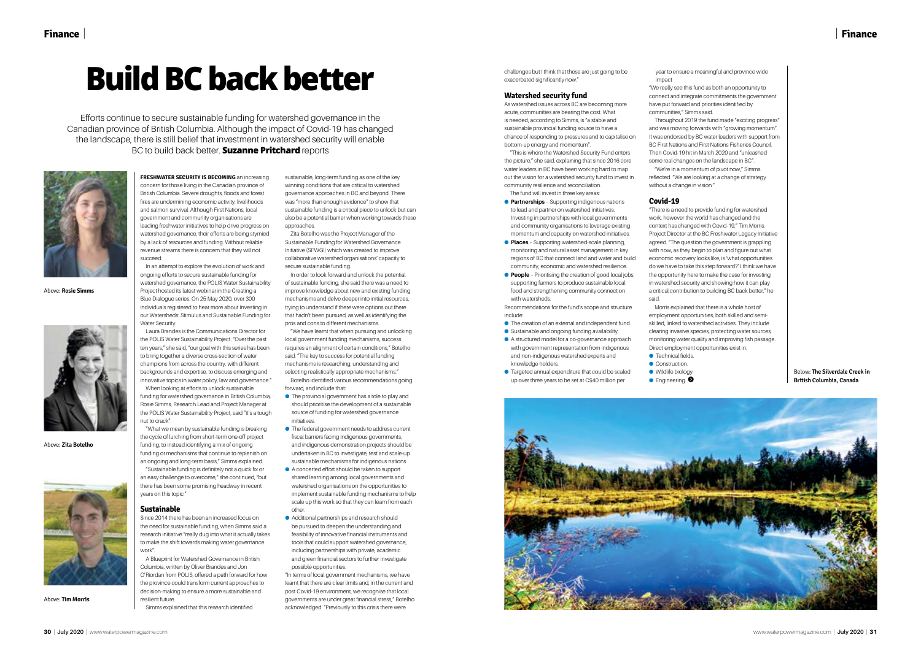# Build BC back better

Efforts continue to secure sustainable funding for watershed governance in the Canadian province of British Columbia. Although the impact of Covid-19 has changed the landscape, there is still belief that investment in watershed security will enable BC to build back better. **Suzanne Pritchard** reports

Above: **Rosie Simms**

Above: **Zita Botelho**

Above: **Tim Morris**

**FRESHWATER SECURITY IS BECOMING** an increasing concern for those living in the Canadian province of British Columbia. Severe droughts, floods and forest fires are undermining economic activity, livelihoods and salmon survival. Although First Nations, local government and community organisations are leading freshwater initiatives to help drive progress on watershed governance, their efforts are being stymied by a lack of resources and funding. Without reliable revenue streams there is concern that they will not succeed.

In an attempt to explore the evolution of work and ongoing efforts to secure sustainable funding for watershed governance, the POLIS Water Sustainability Project hosted its latest webinar in the Creating a Blue Dialogue series. On 25 May 2020, over 300 individuals registered to hear more about Investing in our Watersheds: Stimulus and Sustainable Funding for Water Security.

Laura Brandes is the Communications Director for the POLIS Water Sustainability Project. "Over the past ten years," she said, "our goal with this series has been to bring together a diverse cross-section of water champions from across the country, with different backgrounds and expertise, to discuss emerging and innovative topics in water policy, law and governance."

When looking at efforts to unlock sustainable funding for watershed governance in British Columbia, Rosie Simms, Research Lead and Project Manager at the POLIS Water Sustainability Project, said "it's a tough nut to crack".

"What we mean by sustainable funding is breaking the cycle of lurching from short-term one-off project funding, to instead identifying a mix of ongoing funding or mechanisms that continue to replenish on an ongoing and long-term basis," Simms explained.

"Sustainable funding is definitely not a quick fix or an easy challenge to overcome," she continued, "but there has been some promising headway in recent years on this topic."

## Sustainable

Since 2014 there has been an increased focus on the need for sustainable funding, when Simms said a research initiative "really dug into what it actually takes to make the shift towards making water governance work".

A Blueprint for Watershed Governance in British Columbia, written by Oliver Brandes and Jon O'Riordan from POLIS, offered a path forward for how the province could transform current approaches to decision-making to ensure a more sustainable and resilient future.

Simms explained that this research identified sustainable, long-term funding as one of the key winning conditions that are critical to watershed governance approaches in BC and beyond. There was "more than enough evidence" to show that sustainable funding is a critical piece to unlock but can also be a potential barrier when working towards these approaches.

Zita Botelho was the Project Manager of the Sustainable Funding for Watershed Governance Initiative (SFWGI) which was created to improve collaborative watershed organisations' capacity to secure sustainable funding.

In order to look forward and unlock the potential of sustainable funding, she said there was a need to improve knowledge about new and existing funding mechanisms and delve deeper into initial resources, trying to understand if there were options out there that hadn't been pursued, as well as identifying the pros and cons to different mechanisms.

"We have learnt that when pursuing and unlocking local government funding mechanisms, success requires an alignment of certain conditions," Botelho said. "The key to success for potential funding mechanisms is researching, understanding and selecting realistically appropriate mechanisms."

Botelho identified various recommendations going forward, and include that:

- The provincial government has a role to play and should prioritise the development of a sustainable source of funding for watershed governance initiatives.
- The federal government needs to address current fiscal barriers facing indigenous governments, and indigenous demonstration projects should be undertaken in BC to investigate, test and scale-up sustainable mechanisms for indigenous nations.
- A concerted effort should be taken to support shared learning among local governments and watershed organisations on the opportunities to implement sustainable funding mechanisms to help scale up this work so that they can learn from each other.
- Additional partnerships and research should be pursued to deepen the understanding and feasibility of innovative financial instruments and tools that could support watershed governance, including partnerships with private, academic and green financial sectors to further investigate possible opportunities.

"In terms of local government mechanisms, we have learnt that there are clear limits and, in the current and post Covid-19 environment, we recognise that local governments are under great financial stress," Botelho acknowledged. "Previously to this crisis there were challenges but I think that these are just going to be exacerbated significantly now."

## Watershed security fund

As watershed issues across BC are becoming more acute, communities are bearing the cost. What is needed, according to Simms, is "a stable and sustainable provincial funding source to have a chance of responding to pressures and to capitalise on bottom-up energy and momentum".

"This is where the Watershed Security Fund enters the picture," she said, explaining that since 2016 core water leaders in BC have been working hard to map out the vision for a watershed security fund to invest in community resilience and reconciliation.

The fund will invest in three key areas:

- **Partnerships** – Supporting indigenous nations to lead and partner on watershed initiatives. Investing in partnerships with local governments and community organisations to leverage existing momentum and capacity on watershed initiatives.
- **Places** – Supporting watershed-scale planning, monitoring and natural asset management in key regions of BC that connect land and water and build community, economic and watershed resilience.
- **People** – Prioritising the creation of good local jobs, supporting farmers to produce sustainable local food and strengthening community connection with watersheds.

Recommendations for the fund's scope and structure include:

- The creation of an external and independent fund.
- Sustainable and ongoing funding availability.
- A structured model for a co-governance approach with government representation from indigenous and non-indigenous watershed experts and knowledge holders.
- Targeted annual expenditure that could be scaled up over three years to be set at C$40 million per year to ensure a meaningful and province wide impact

"We really see this fund as both an opportunity to connect and integrate commitments the government have put forward and priorities identified by communities," Simms said.

Throughout 2019 the fund made "exciting progress" and was moving forwards with "growing momentum". It was endorsed by BC water leaders with support from BC First Nations and First Nations Fisheries Council. Then Covid-19 hit in March 2020 and "unleashed some real changes on the landscape in BC".

"We're in a momentum of pivot now," Simms reflected. "We are looking at a change of strategy without a change in vision."

## Covid-19

"There is a need to provide funding for watershed work, however the world has changed and the context has changed with Covid-19," Tim Morris, Project Director at the BC Freshwater Legacy Initiative agreed. "The question the government is grappling with now, as they begin to plan and figure out what economic recovery looks like, is 'what opportunities do we have to take this step forward?' I think we have the opportunity here to make the case for investing in watershed security and showing how it can play a critical contribution to building BC back better," he said.

Morris explained that there is a whole host of employment opportunities, both skilled and semi-skilled, linked to watershed activities. They include clearing invasive species, protecting water sources, monitoring water quality and improving fish passage. Direct employment opportunities exist in:

- Technical fields.
- Construction.
- Wildlife biology.
- Engineering.

Below: **The Silverdale Creek in British Columbia, Canada**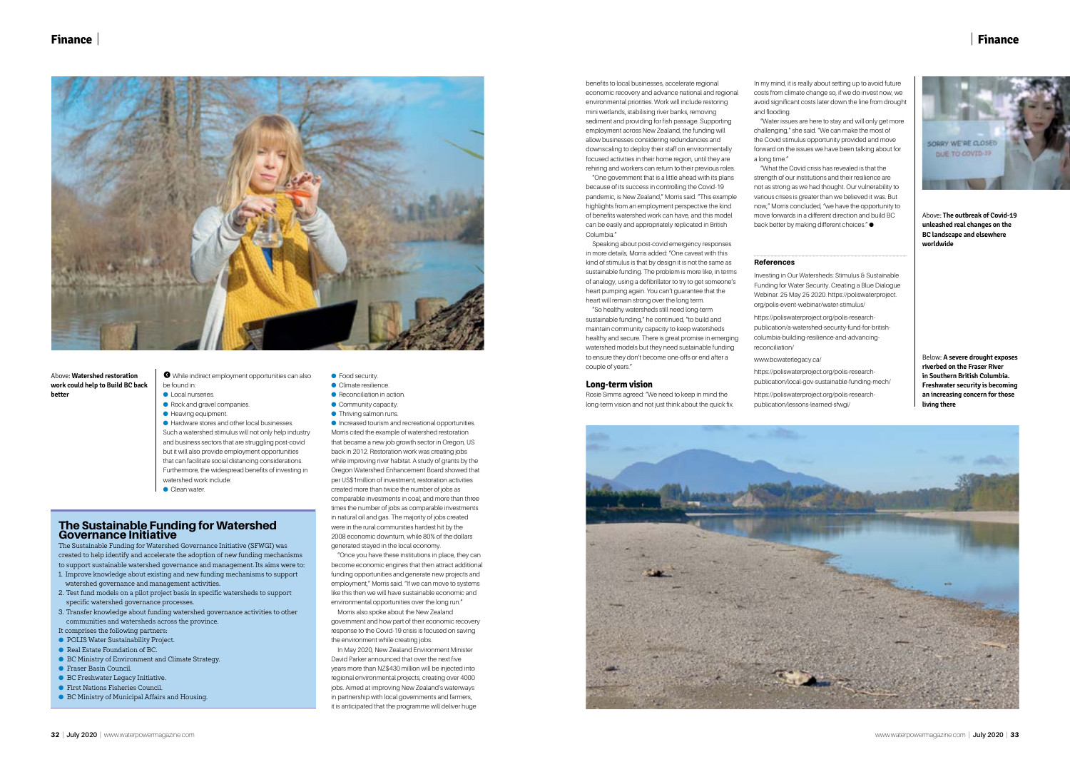Above: **Watershed restoration work could help to Build BC back better**

While indirect employment opportunities can also be found in:

- Local nurseries.
- Rock and gravel companies.
- Heaving equipment.
- Hardware stores and other local businesses.

Such a watershed stimulus will not only help industry and business sectors that are struggling post-covid but it will also provide employment opportunities that can facilitate social distancing considerations. Furthermore, the widespread benefits of investing in watershed work include:

- Clean water.
- Food security.
- Climate resilience.
- Reconciliation in action.
- Community capacity.
- Thriving salmon runs.
- Increased tourism and recreational opportunities.

Morris cited the example of watershed restoration that became a new job growth sector in Oregon, US back in 2012. Restoration work was creating jobs while improving river habitat. A study of grants by the Oregon Watershed Enhancement Board showed that per US$1million of investment, restoration activities created more than twice the number of jobs as comparable investments in coal, and more than three times the number of jobs as comparable investments in natural oil and gas. The majority of jobs created were in the rural communities hardest hit by the 2008 economic downturn, while 80% of the dollars generated stayed in the local economy.

"Once you have these institutions in place, they can become economic engines that then attract additional funding opportunities and generate new projects and employment," Morris said. "If we can move to systems like this then we will have sustainable economic and environmental opportunities over the long run."

Morris also spoke about the New Zealand government and how part of their economic recovery response to the Covid-19 crisis is focused on saving the environment while creating jobs.

In May 2020, New Zealand Environment Minister David Parker announced that over the next five years more than NZ$430 million will be injected into regional environmental projects, creating over 4000 jobs. Aimed at improving New Zealand's waterways in partnership with local governments and farmers, it is anticipated that the programme will deliver huge benefits to local businesses, accelerate regional economic recovery and advance national and regional environmental priorities. Work will include restoring mini wetlands, stabilising river banks, removing sediment and providing for fish passage. Supporting employment across New Zealand, the funding will allow businesses considering redundancies and downscaling to deploy their staff on environmentally focused activities in their home region, until they are rehiring and workers can return to their previous roles.

"One government that is a little ahead with its plans because of its success in controlling the Covid-19 pandemic, is New Zealand," Morris said. "This example highlights from an employment perspective the kind of benefits watershed work can have, and this model can be easily and appropriately replicated in British Columbia."

Speaking about post-covid emergency responses in more details, Morris added: "One caveat with this kind of stimulus is that by design it is not the same as sustainable funding. The problem is more like, in terms of analogy, using a defibrillator to try to get someone's heart pumping again. You can't guarantee that the heart will remain strong over the long term.

"So healthy watersheds still need long-term sustainable funding," he continued, "to build and maintain community capacity to keep watersheds healthy and secure. There is great promise in emerging watershed models but they need sustainable funding to ensure they don't become one-offs or end after a couple of years."

## The Sustainable Funding for Watershed Governance Initiative

The Sustainable Funding for Watershed Governance Initiative (SFWGI) was created to help identify and accelerate the adoption of new funding mechanisms to support sustainable watershed governance and management. Its aims were to:

1. Improve knowledge about existing and new funding mechanisms to support watershed governance and management activities.
2. Test fund models on a pilot project basis in specific watersheds to support specific watershed governance processes.
3. Transfer knowledge about funding watershed governance activities to other communities and watersheds across the province.

It comprises the following partners:

- POLIS Water Sustainability Project.
- Real Estate Foundation of BC.
- BC Ministry of Environment and Climate Strategy.
- Fraser Basin Council.
- BC Freshwater Legacy Initiative.
- First Nations Fisheries Council.
- BC Ministry of Municipal Affairs and Housing.

## Long-term vision

Rosie Simms agreed: "We need to keep in mind the long-term vision and not just think about the quick fix. In my mind, it is really about setting up to avoid future costs from climate change so, if we do invest now, we avoid significant costs later down the line from drought and flooding.

"Water issues are here to stay and will only get more challenging," she said. "We can make the most of the Covid stimulus opportunity provided and move forward on the issues we have been talking about for a long time."

"What the Covid crisis has revealed is that the strength of our institutions and their resilience are not as strong as we had thought. Our vulnerability to various crises is greater than we believed it was. But now," Morris concluded, "we have the opportunity to move forwards in a different direction and build BC back better by making different choices." ●

### References

Investing in Our Watersheds: Stimulus & Sustainable Funding for Water Security. Creating a Blue Dialogue Webinar. 25 May 25 2020. https://poliswaterproject.org/polis-event-webinar/water-stimulus/

https://poliswaterproject.org/polis-research-publication/a-watershed-security-fund-for-british-columbia-building-resilience-and-advancing-reconciliation/

www.bcwaterlegacy.ca/

https://poliswaterproject.org/polis-research-publication/local-gov-sustainable-funding-mech/

https://poliswaterproject.org/polis-research-publication/lessons-learned-sfwgi/

Above: **The outbreak of Covid-19 unleashed real changes on the BC landscape and elsewhere worldwide**

Below: **A severe drought exposes riverbed on the Fraser River in Southern British Columbia. Freshwater security is becoming an increasing concern for those living there**